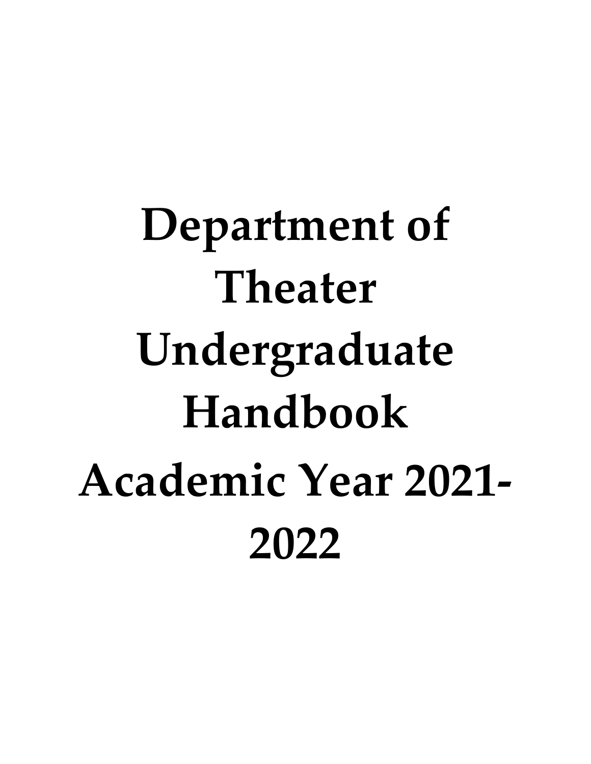# Department of Theater Undergraduate Handbook Academic Year 2021-2022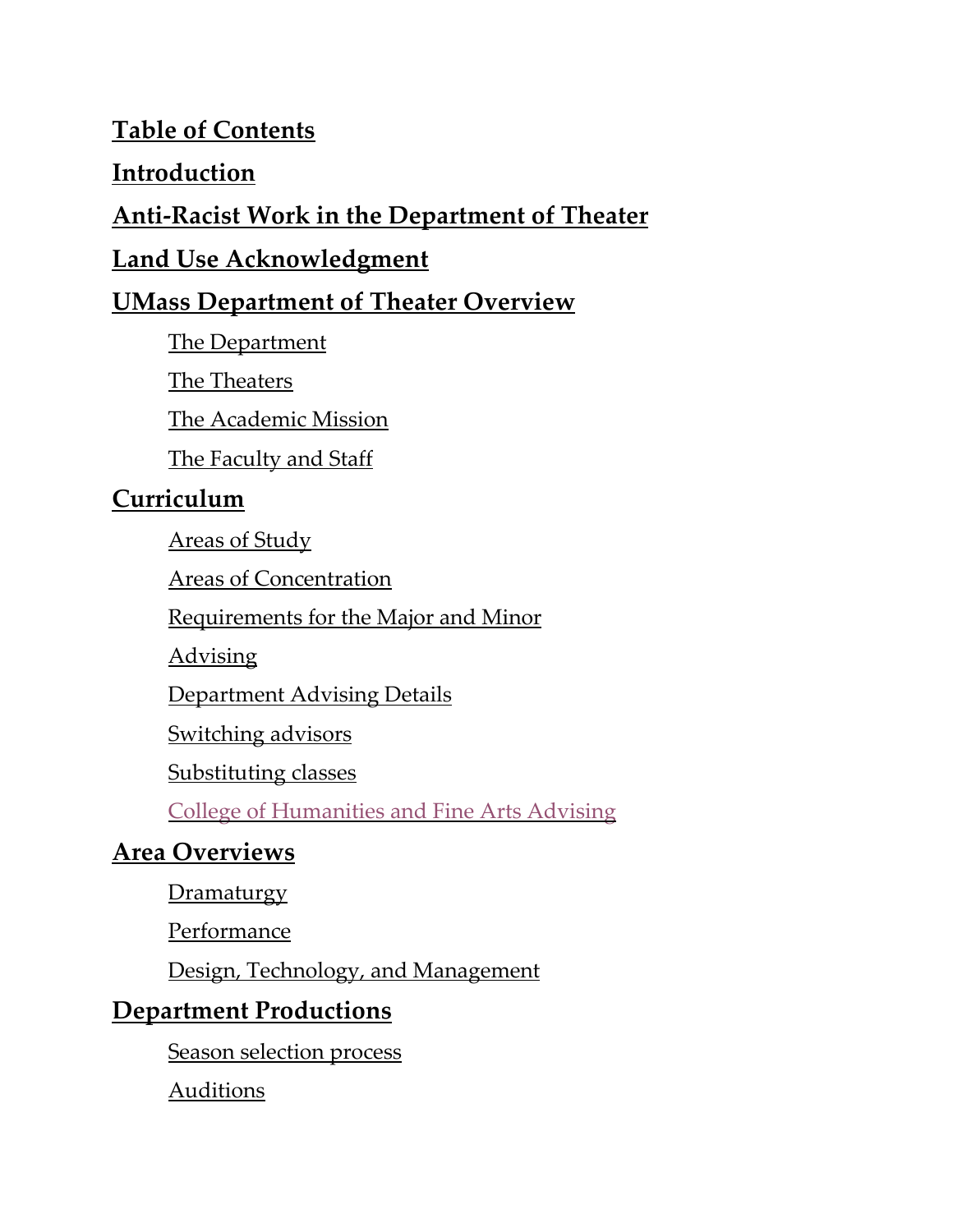# Table of Contents

**Introduction**

**Anti-Racist Work in the Department of Theater**

**Land Use Acknowledgment**

**UMass Department of Theater Overview**

- The Department
- The Theaters
- The Academic Mission
- The Faculty and Staff

**Curriculum**

- Areas of Study
- Areas of Concentration
- Requirements for the Major and Minor
- Advising
- Department Advising Details
- Switching advisors
- Substituting classes
- College of Humanities and Fine Arts Advising

**Area Overviews**

- Dramaturgy
- Performance
- Design, Technology, and Management

**Department Productions**

- Season selection process
- Auditions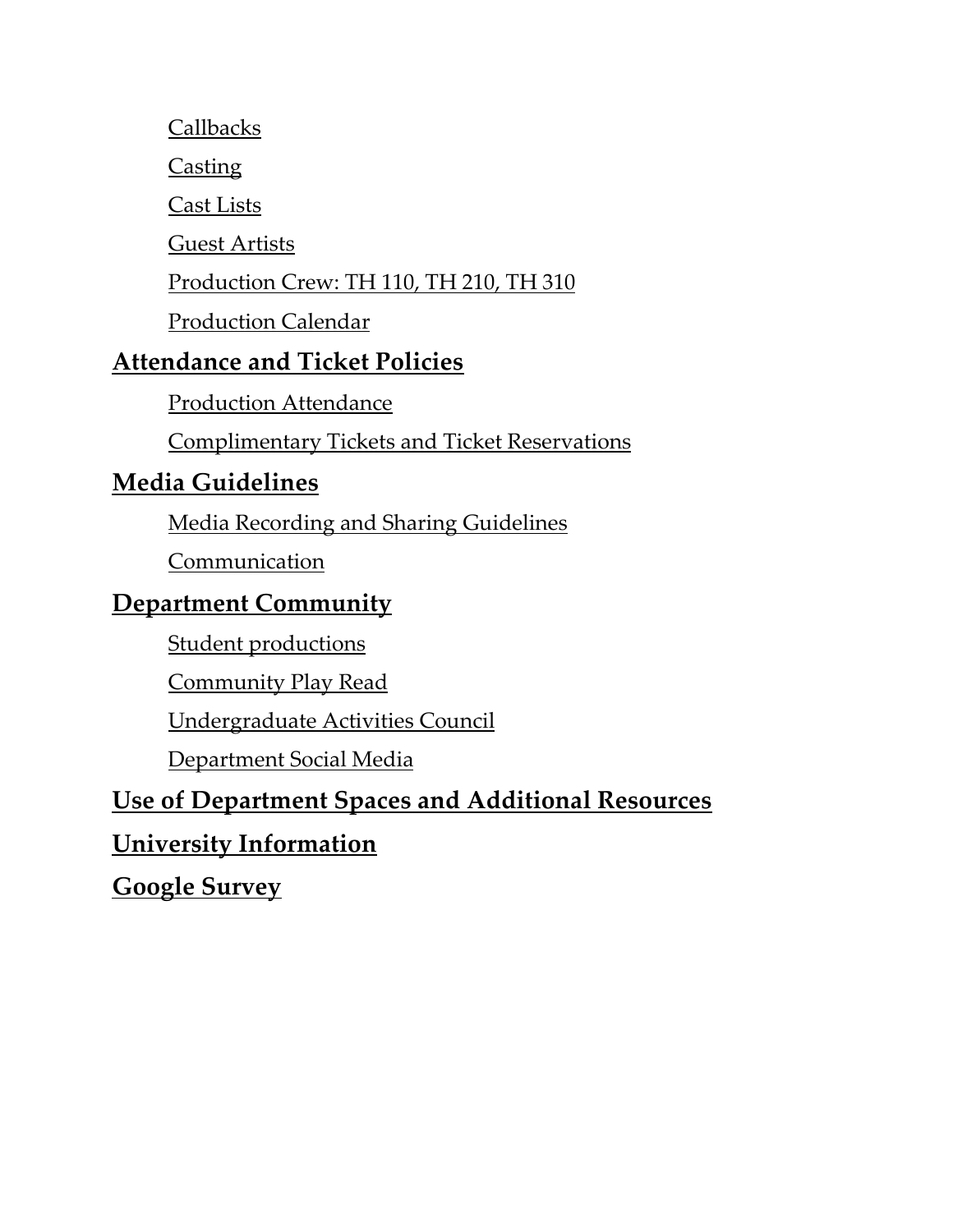- Callbacks
- Casting
- Cast Lists
- Guest Artists
- Production Crew: TH 110, TH 210, TH 310
- Production Calendar

**Attendance and Ticket Policies**

- Production Attendance
- Complimentary Tickets and Ticket Reservations

**Media Guidelines**

- Media Recording and Sharing Guidelines
- Communication

**Department Community**

- Student productions
- Community Play Read
- Undergraduate Activities Council
- Department Social Media

**Use of Department Spaces and Additional Resources**

**University Information**

**Google Survey**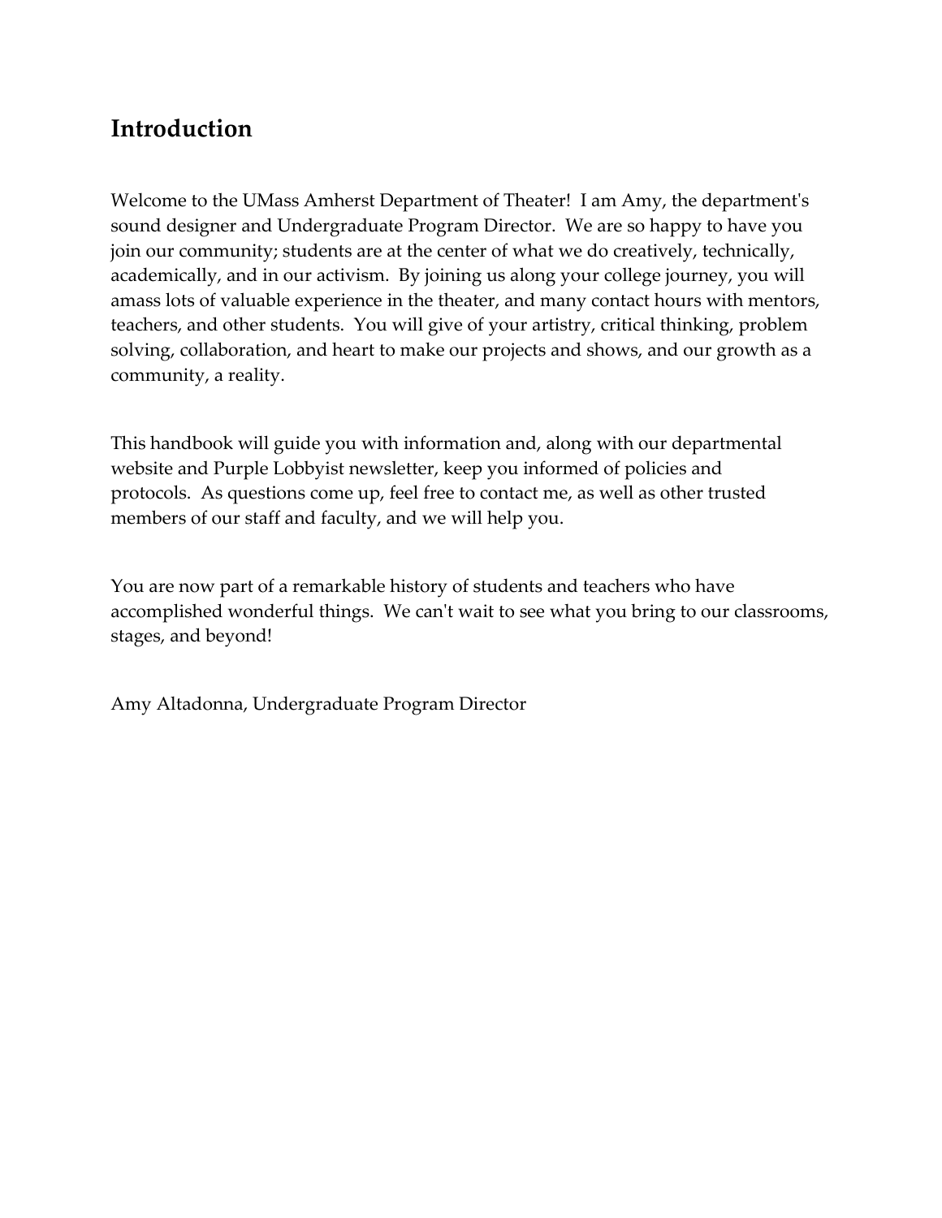## Introduction

Welcome to the UMass Amherst Department of Theater! I am Amy, the department's sound designer and Undergraduate Program Director. We are so happy to have you join our community; students are at the center of what we do creatively, technically, academically, and in our activism. By joining us along your college journey, you will amass lots of valuable experience in the theater, and many contact hours with mentors, teachers, and other students. You will give of your artistry, critical thinking, problem solving, collaboration, and heart to make our projects and shows, and our growth as a community, a reality.

This handbook will guide you with information and, along with our departmental website and Purple Lobbyist newsletter, keep you informed of policies and protocols. As questions come up, feel free to contact me, as well as other trusted members of our staff and faculty, and we will help you.

You are now part of a remarkable history of students and teachers who have accomplished wonderful things. We can't wait to see what you bring to our classrooms, stages, and beyond!

Amy Altadonna, Undergraduate Program Director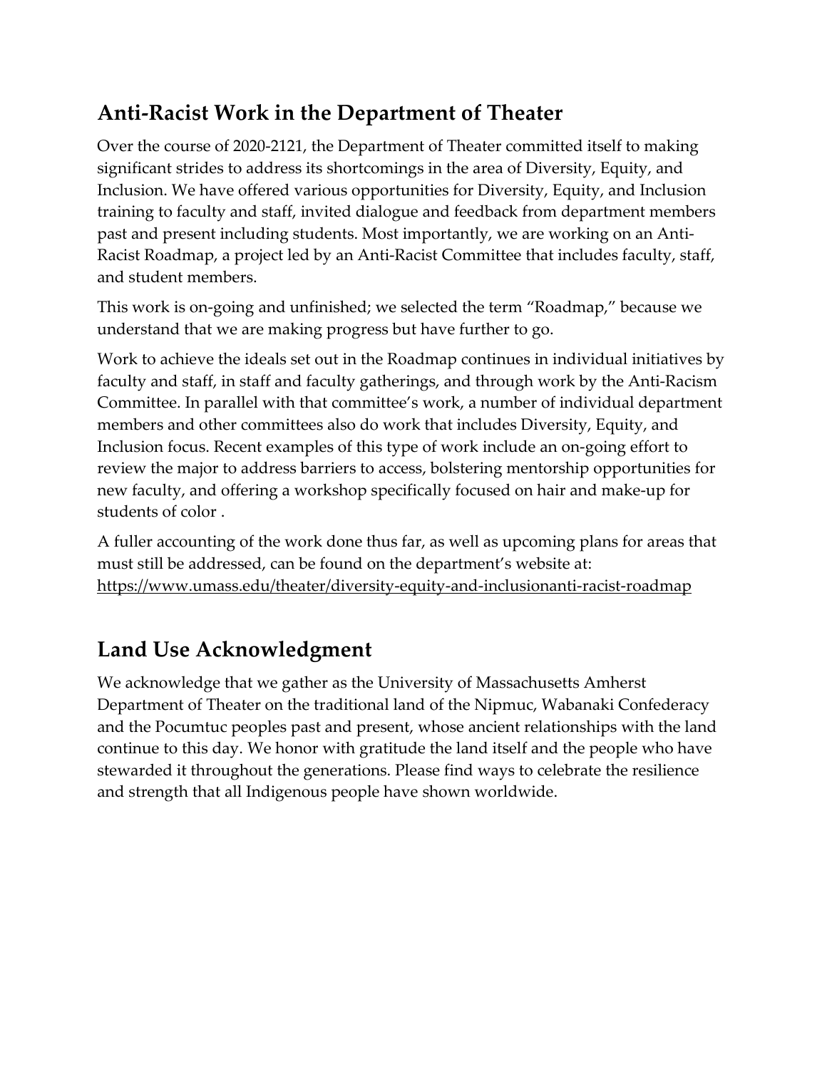## Anti-Racist Work in the Department of Theater

Over the course of 2020-2121, the Department of Theater committed itself to making significant strides to address its shortcomings in the area of Diversity, Equity, and Inclusion. We have offered various opportunities for Diversity, Equity, and Inclusion training to faculty and staff, invited dialogue and feedback from department members past and present including students. Most importantly, we are working on an Anti-Racist Roadmap, a project led by an Anti-Racist Committee that includes faculty, staff, and student members.

This work is on-going and unfinished; we selected the term "Roadmap," because we understand that we are making progress but have further to go.

Work to achieve the ideals set out in the Roadmap continues in individual initiatives by faculty and staff, in staff and faculty gatherings, and through work by the Anti-Racism Committee. In parallel with that committee's work, a number of individual department members and other committees also do work that includes Diversity, Equity, and Inclusion focus. Recent examples of this type of work include an on-going effort to review the major to address barriers to access, bolstering mentorship opportunities for new faculty, and offering a workshop specifically focused on hair and make-up for students of color .

A fuller accounting of the work done thus far, as well as upcoming plans for areas that must still be addressed, can be found on the department's website at: https://www.umass.edu/theater/diversity-equity-and-inclusionanti-racist-roadmap

## Land Use Acknowledgment

We acknowledge that we gather as the University of Massachusetts Amherst Department of Theater on the traditional land of the Nipmuc, Wabanaki Confederacy and the Pocumtuc peoples past and present, whose ancient relationships with the land continue to this day. We honor with gratitude the land itself and the people who have stewarded it throughout the generations. Please find ways to celebrate the resilience and strength that all Indigenous people have shown worldwide.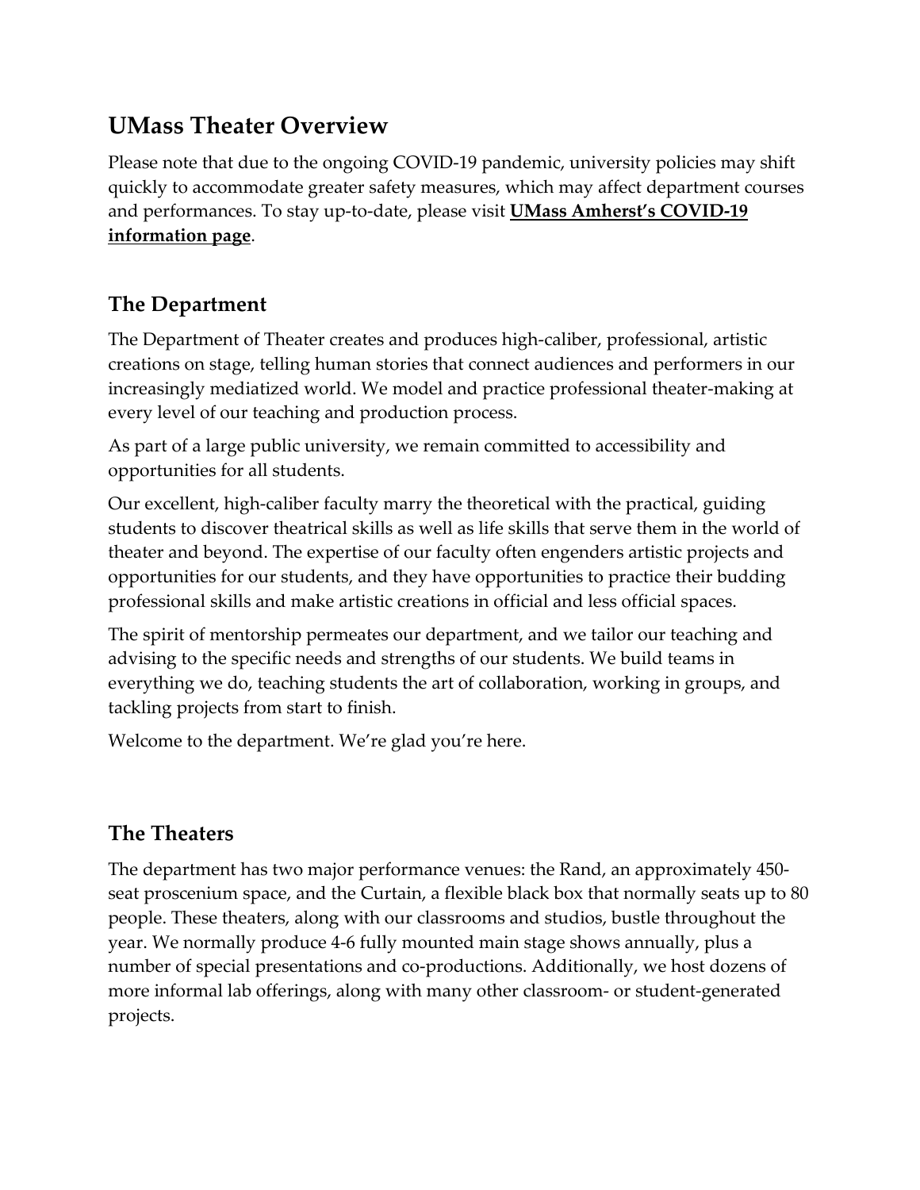# UMass Theater Overview

Please note that due to the ongoing COVID-19 pandemic, university policies may shift quickly to accommodate greater safety measures, which may affect department courses and performances. To stay up-to-date, please visit **UMass Amherst's COVID-19 information page**.

## The Department

The Department of Theater creates and produces high-caliber, professional, artistic creations on stage, telling human stories that connect audiences and performers in our increasingly mediatized world. We model and practice professional theater-making at every level of our teaching and production process.

As part of a large public university, we remain committed to accessibility and opportunities for all students.

Our excellent, high-caliber faculty marry the theoretical with the practical, guiding students to discover theatrical skills as well as life skills that serve them in the world of theater and beyond. The expertise of our faculty often engenders artistic projects and opportunities for our students, and they have opportunities to practice their budding professional skills and make artistic creations in official and less official spaces.

The spirit of mentorship permeates our department, and we tailor our teaching and advising to the specific needs and strengths of our students. We build teams in everything we do, teaching students the art of collaboration, working in groups, and tackling projects from start to finish.

Welcome to the department. We're glad you're here.

## The Theaters

The department has two major performance venues: the Rand, an approximately 450-seat proscenium space, and the Curtain, a flexible black box that normally seats up to 80 people. These theaters, along with our classrooms and studios, bustle throughout the year. We normally produce 4-6 fully mounted main stage shows annually, plus a number of special presentations and co-productions. Additionally, we host dozens of more informal lab offerings, along with many other classroom- or student-generated projects.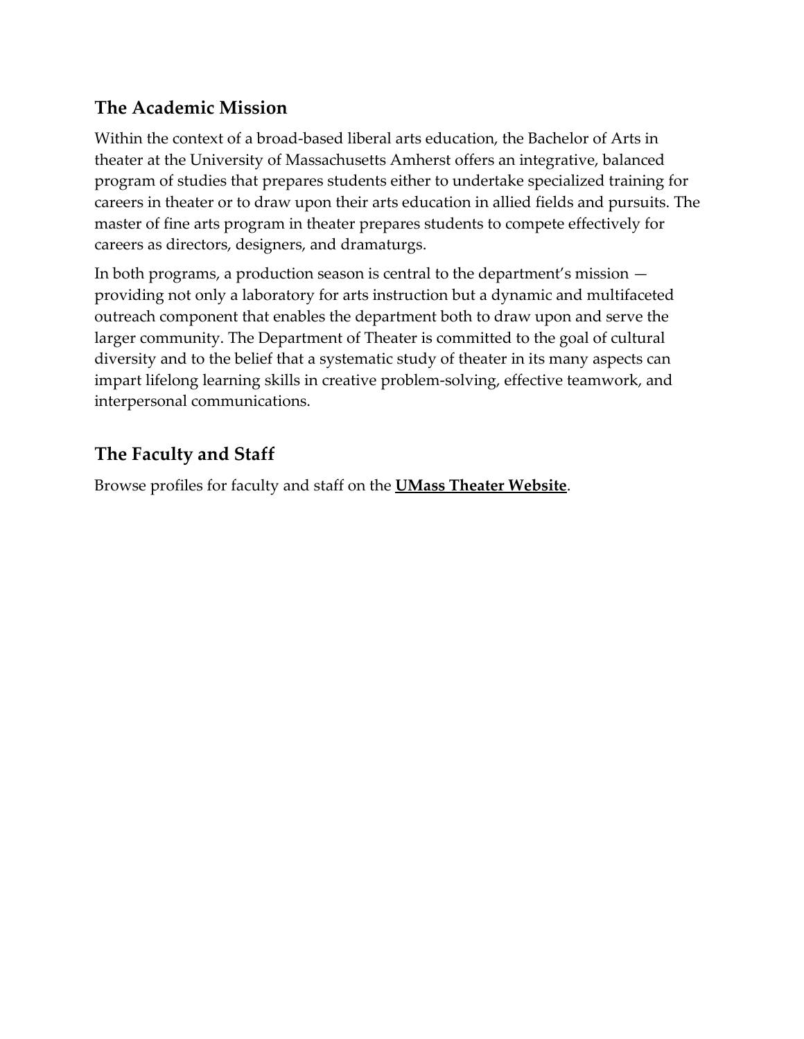## The Academic Mission

Within the context of a broad-based liberal arts education, the Bachelor of Arts in theater at the University of Massachusetts Amherst offers an integrative, balanced program of studies that prepares students either to undertake specialized training for careers in theater or to draw upon their arts education in allied fields and pursuits. The master of fine arts program in theater prepares students to compete effectively for careers as directors, designers, and dramaturgs.

In both programs, a production season is central to the department's mission — providing not only a laboratory for arts instruction but a dynamic and multifaceted outreach component that enables the department both to draw upon and serve the larger community. The Department of Theater is committed to the goal of cultural diversity and to the belief that a systematic study of theater in its many aspects can impart lifelong learning skills in creative problem-solving, effective teamwork, and interpersonal communications.

## The Faculty and Staff

Browse profiles for faculty and staff on the **UMass Theater Website**.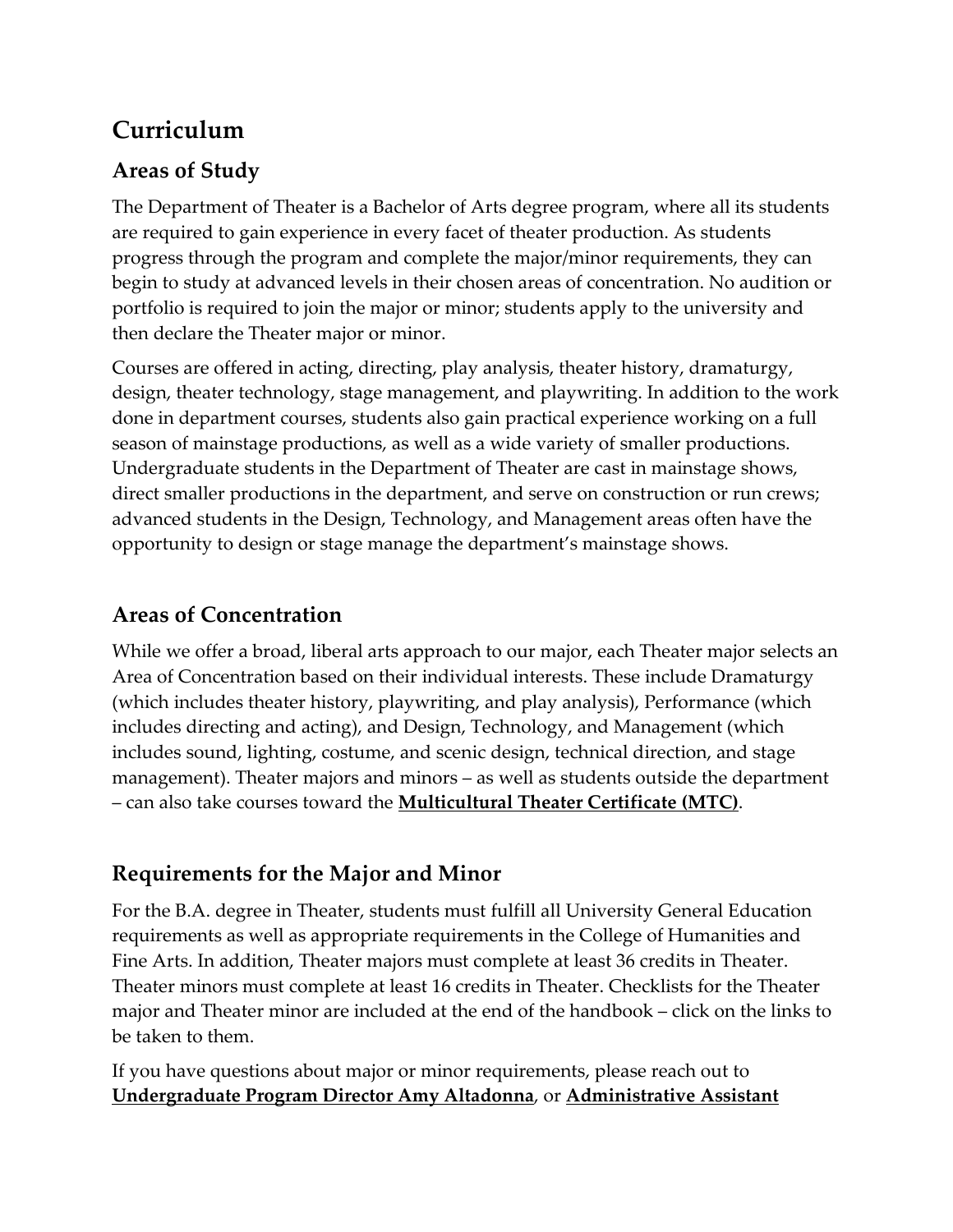# Curriculum

## Areas of Study

The Department of Theater is a Bachelor of Arts degree program, where all its students are required to gain experience in every facet of theater production. As students progress through the program and complete the major/minor requirements, they can begin to study at advanced levels in their chosen areas of concentration. No audition or portfolio is required to join the major or minor; students apply to the university and then declare the Theater major or minor.

Courses are offered in acting, directing, play analysis, theater history, dramaturgy, design, theater technology, stage management, and playwriting. In addition to the work done in department courses, students also gain practical experience working on a full season of mainstage productions, as well as a wide variety of smaller productions. Undergraduate students in the Department of Theater are cast in mainstage shows, direct smaller productions in the department, and serve on construction or run crews; advanced students in the Design, Technology, and Management areas often have the opportunity to design or stage manage the department's mainstage shows.

## Areas of Concentration

While we offer a broad, liberal arts approach to our major, each Theater major selects an Area of Concentration based on their individual interests. These include Dramaturgy (which includes theater history, playwriting, and play analysis), Performance (which includes directing and acting), and Design, Technology, and Management (which includes sound, lighting, costume, and scenic design, technical direction, and stage management). Theater majors and minors – as well as students outside the department – can also take courses toward the **Multicultural Theater Certificate (MTC)**.

## Requirements for the Major and Minor

For the B.A. degree in Theater, students must fulfill all University General Education requirements as well as appropriate requirements in the College of Humanities and Fine Arts. In addition, Theater majors must complete at least 36 credits in Theater. Theater minors must complete at least 16 credits in Theater. Checklists for the Theater major and Theater minor are included at the end of the handbook – click on the links to be taken to them.

If you have questions about major or minor requirements, please reach out to **Undergraduate Program Director Amy Altadonna**, or **Administrative Assistant**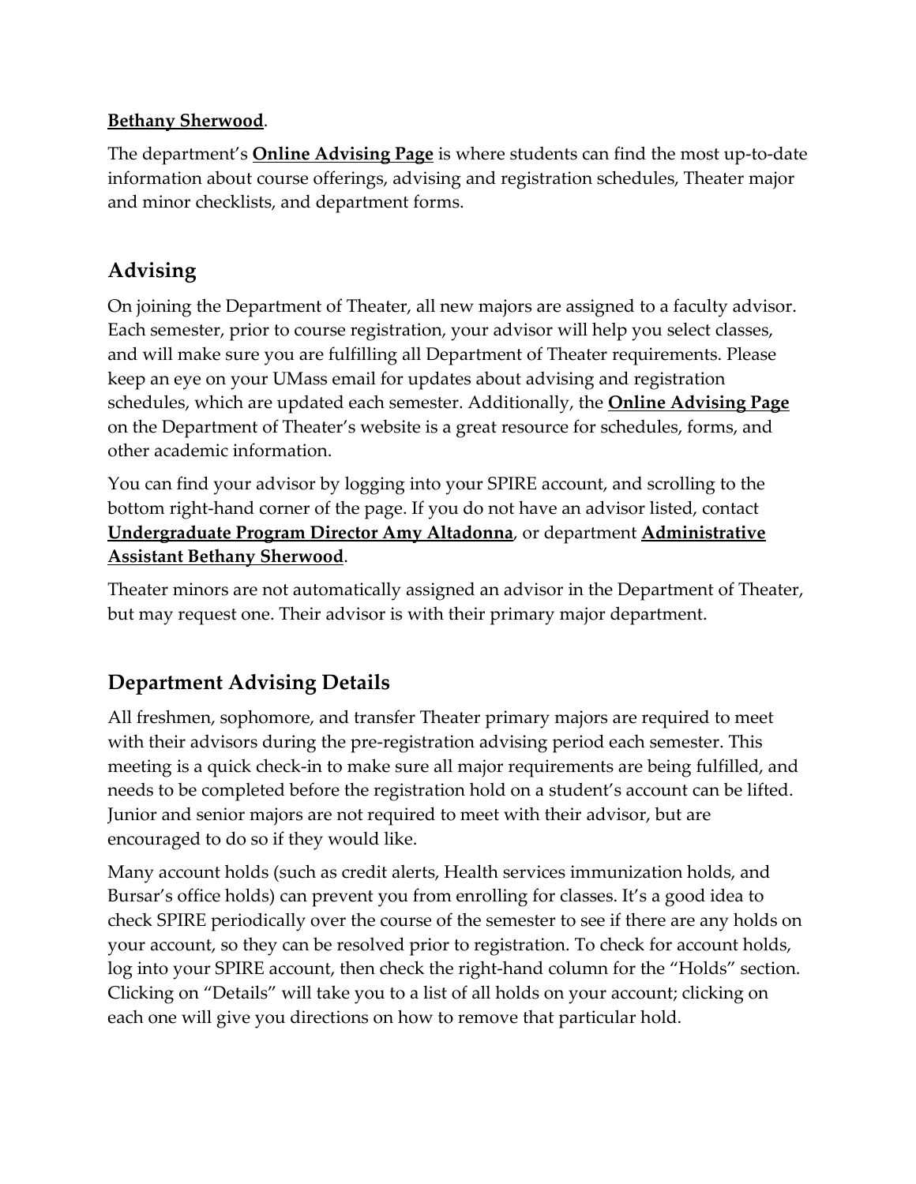**Bethany Sherwood**.

The department's **Online Advising Page** is where students can find the most up-to-date information about course offerings, advising and registration schedules, Theater major and minor checklists, and department forms.

## Advising

On joining the Department of Theater, all new majors are assigned to a faculty advisor. Each semester, prior to course registration, your advisor will help you select classes, and will make sure you are fulfilling all Department of Theater requirements. Please keep an eye on your UMass email for updates about advising and registration schedules, which are updated each semester. Additionally, the **Online Advising Page** on the Department of Theater's website is a great resource for schedules, forms, and other academic information.

You can find your advisor by logging into your SPIRE account, and scrolling to the bottom right-hand corner of the page. If you do not have an advisor listed, contact **Undergraduate Program Director Amy Altadonna**, or department **Administrative Assistant Bethany Sherwood**.

Theater minors are not automatically assigned an advisor in the Department of Theater, but may request one. Their advisor is with their primary major department.

## Department Advising Details

All freshmen, sophomore, and transfer Theater primary majors are required to meet with their advisors during the pre-registration advising period each semester. This meeting is a quick check-in to make sure all major requirements are being fulfilled, and needs to be completed before the registration hold on a student's account can be lifted. Junior and senior majors are not required to meet with their advisor, but are encouraged to do so if they would like.

Many account holds (such as credit alerts, Health services immunization holds, and Bursar's office holds) can prevent you from enrolling for classes. It's a good idea to check SPIRE periodically over the course of the semester to see if there are any holds on your account, so they can be resolved prior to registration. To check for account holds, log into your SPIRE account, then check the right-hand column for the "Holds" section. Clicking on "Details" will take you to a list of all holds on your account; clicking on each one will give you directions on how to remove that particular hold.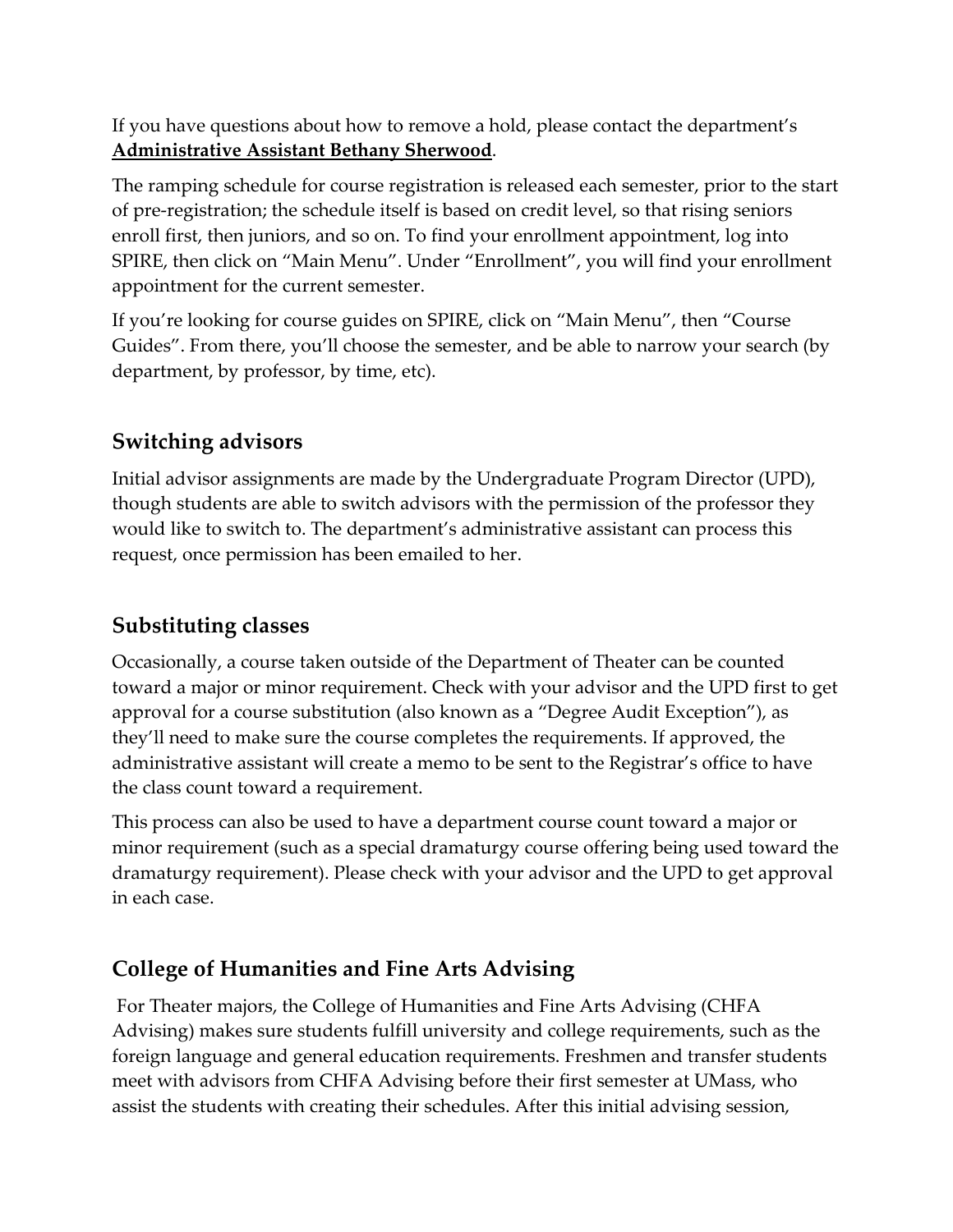If you have questions about how to remove a hold, please contact the department's **Administrative Assistant Bethany Sherwood**.

The ramping schedule for course registration is released each semester, prior to the start of pre-registration; the schedule itself is based on credit level, so that rising seniors enroll first, then juniors, and so on. To find your enrollment appointment, log into SPIRE, then click on "Main Menu". Under "Enrollment", you will find your enrollment appointment for the current semester.

If you're looking for course guides on SPIRE, click on "Main Menu", then "Course Guides". From there, you'll choose the semester, and be able to narrow your search (by department, by professor, by time, etc).

## Switching advisors

Initial advisor assignments are made by the Undergraduate Program Director (UPD), though students are able to switch advisors with the permission of the professor they would like to switch to. The department's administrative assistant can process this request, once permission has been emailed to her.

## Substituting classes

Occasionally, a course taken outside of the Department of Theater can be counted toward a major or minor requirement. Check with your advisor and the UPD first to get approval for a course substitution (also known as a "Degree Audit Exception"), as they'll need to make sure the course completes the requirements. If approved, the administrative assistant will create a memo to be sent to the Registrar's office to have the class count toward a requirement.

This process can also be used to have a department course count toward a major or minor requirement (such as a special dramaturgy course offering being used toward the dramaturgy requirement). Please check with your advisor and the UPD to get approval in each case.

## College of Humanities and Fine Arts Advising

For Theater majors, the College of Humanities and Fine Arts Advising (CHFA Advising) makes sure students fulfill university and college requirements, such as the foreign language and general education requirements. Freshmen and transfer students meet with advisors from CHFA Advising before their first semester at UMass, who assist the students with creating their schedules. After this initial advising session,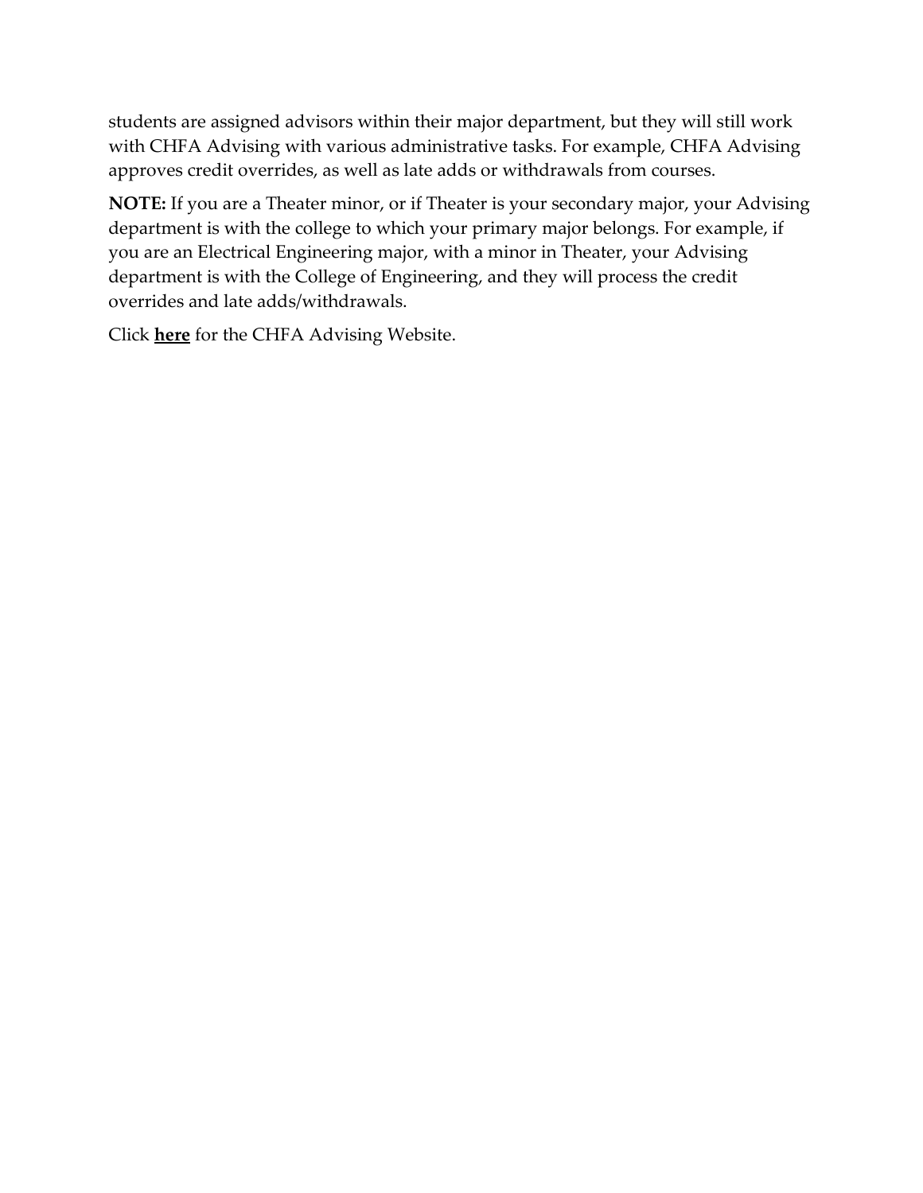students are assigned advisors within their major department, but they will still work with CHFA Advising with various administrative tasks. For example, CHFA Advising approves credit overrides, as well as late adds or withdrawals from courses.

**NOTE:** If you are a Theater minor, or if Theater is your secondary major, your Advising department is with the college to which your primary major belongs. For example, if you are an Electrical Engineering major, with a minor in Theater, your Advising department is with the College of Engineering, and they will process the credit overrides and late adds/withdrawals.

Click **here** for the CHFA Advising Website.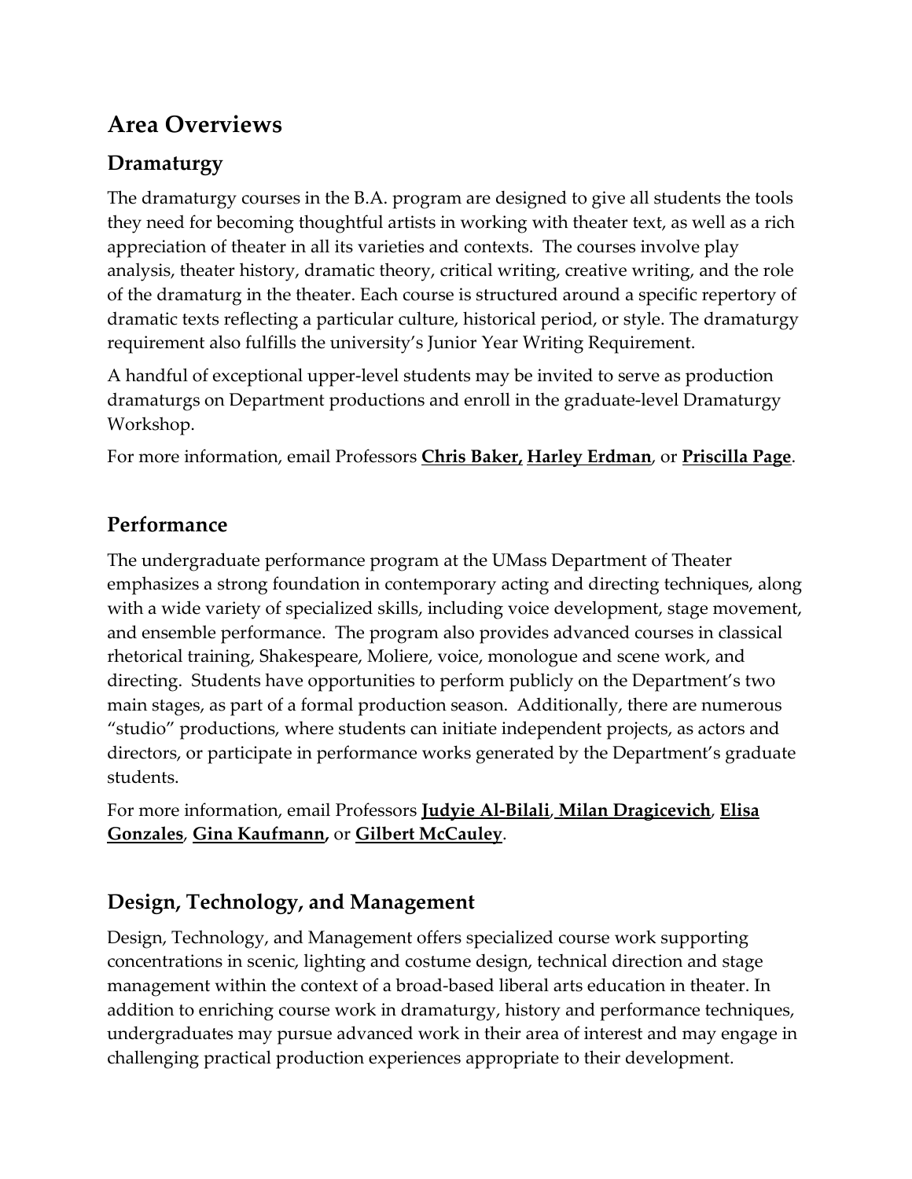# Area Overviews

## Dramaturgy

The dramaturgy courses in the B.A. program are designed to give all students the tools they need for becoming thoughtful artists in working with theater text, as well as a rich appreciation of theater in all its varieties and contexts. The courses involve play analysis, theater history, dramatic theory, critical writing, creative writing, and the role of the dramaturg in the theater. Each course is structured around a specific repertory of dramatic texts reflecting a particular culture, historical period, or style. The dramaturgy requirement also fulfills the university's Junior Year Writing Requirement.

A handful of exceptional upper-level students may be invited to serve as production dramaturgs on Department productions and enroll in the graduate-level Dramaturgy Workshop.

For more information, email Professors **Chris Baker,** **Harley Erdman**, or **Priscilla Page**.

## Performance

The undergraduate performance program at the UMass Department of Theater emphasizes a strong foundation in contemporary acting and directing techniques, along with a wide variety of specialized skills, including voice development, stage movement, and ensemble performance. The program also provides advanced courses in classical rhetorical training, Shakespeare, Moliere, voice, monologue and scene work, and directing. Students have opportunities to perform publicly on the Department's two main stages, as part of a formal production season. Additionally, there are numerous "studio" productions, where students can initiate independent projects, as actors and directors, or participate in performance works generated by the Department's graduate students.

For more information, email Professors **Judyie Al-Bilali**, **Milan Dragicevich**, **Elisa Gonzales**, **Gina Kaufmann,** or **Gilbert McCauley**.

## Design, Technology, and Management

Design, Technology, and Management offers specialized course work supporting concentrations in scenic, lighting and costume design, technical direction and stage management within the context of a broad-based liberal arts education in theater. In addition to enriching course work in dramaturgy, history and performance techniques, undergraduates may pursue advanced work in their area of interest and may engage in challenging practical production experiences appropriate to their development.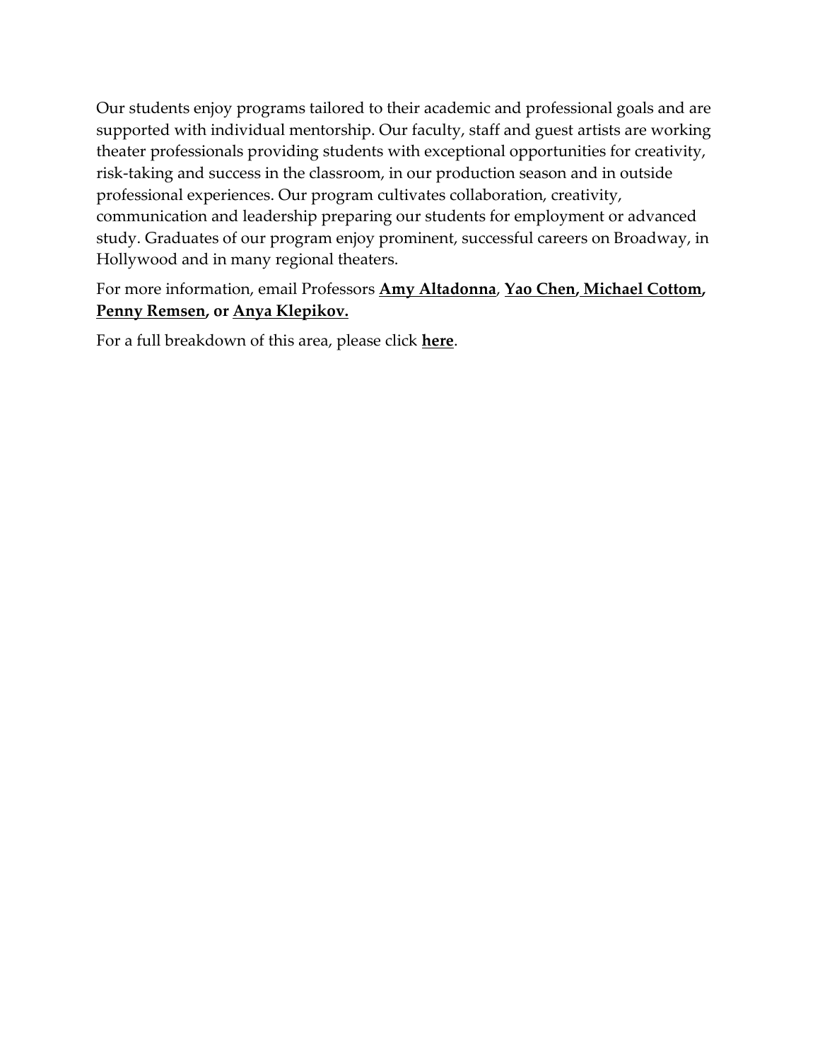Our students enjoy programs tailored to their academic and professional goals and are supported with individual mentorship. Our faculty, staff and guest artists are working theater professionals providing students with exceptional opportunities for creativity, risk-taking and success in the classroom, in our production season and in outside professional experiences. Our program cultivates collaboration, creativity, communication and leadership preparing our students for employment or advanced study. Graduates of our program enjoy prominent, successful careers on Broadway, in Hollywood and in many regional theaters.

For more information, email Professors **Amy Altadonna**, **Yao Chen, Michael Cottom, Penny Remsen, or Anya Klepikov.**

For a full breakdown of this area, please click **here**.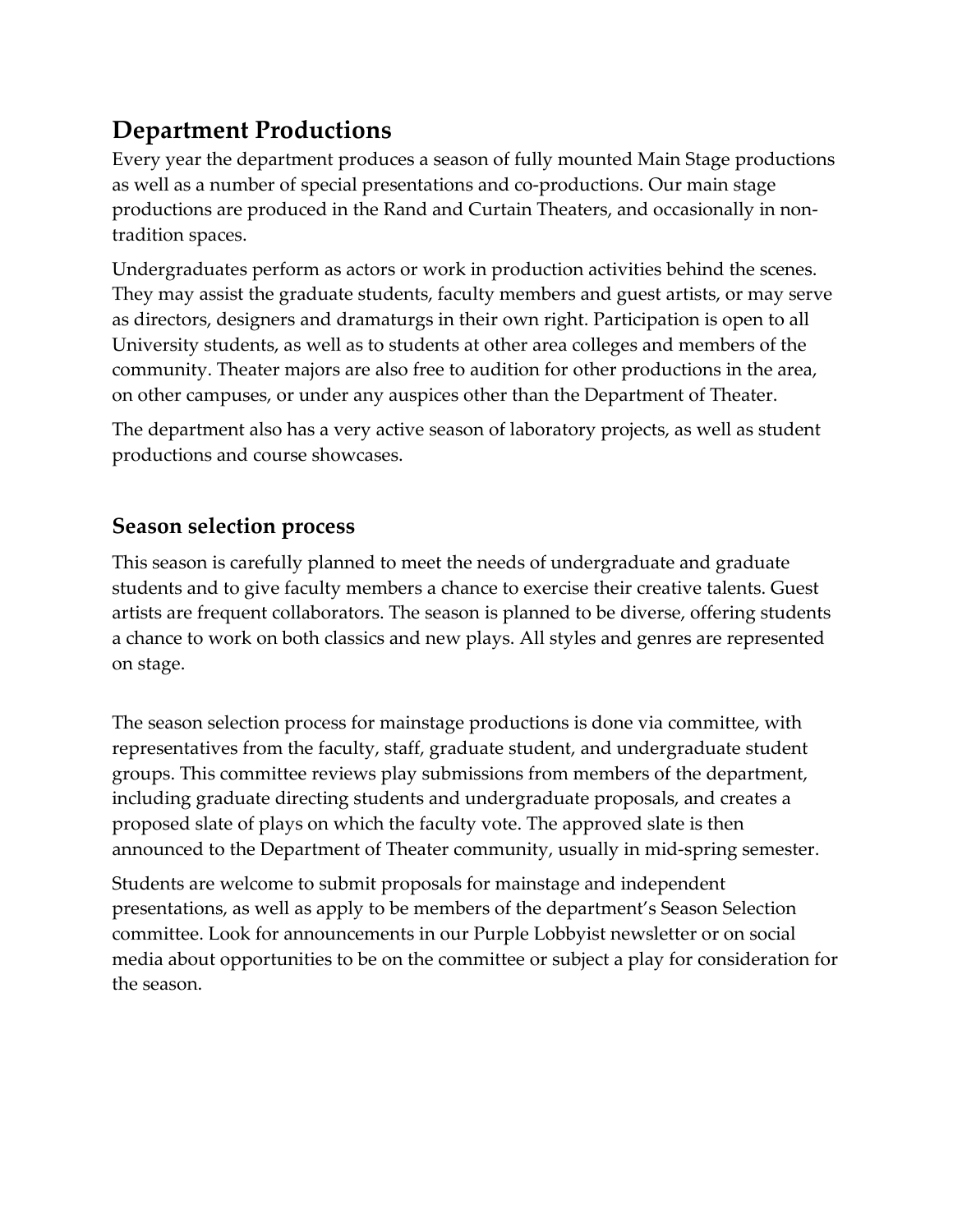## Department Productions

Every year the department produces a season of fully mounted Main Stage productions as well as a number of special presentations and co-productions. Our main stage productions are produced in the Rand and Curtain Theaters, and occasionally in non-tradition spaces.

Undergraduates perform as actors or work in production activities behind the scenes. They may assist the graduate students, faculty members and guest artists, or may serve as directors, designers and dramaturgs in their own right. Participation is open to all University students, as well as to students at other area colleges and members of the community. Theater majors are also free to audition for other productions in the area, on other campuses, or under any auspices other than the Department of Theater.

The department also has a very active season of laboratory projects, as well as student productions and course showcases.

### Season selection process

This season is carefully planned to meet the needs of undergraduate and graduate students and to give faculty members a chance to exercise their creative talents. Guest artists are frequent collaborators. The season is planned to be diverse, offering students a chance to work on both classics and new plays. All styles and genres are represented on stage.

The season selection process for mainstage productions is done via committee, with representatives from the faculty, staff, graduate student, and undergraduate student groups. This committee reviews play submissions from members of the department, including graduate directing students and undergraduate proposals, and creates a proposed slate of plays on which the faculty vote. The approved slate is then announced to the Department of Theater community, usually in mid-spring semester.

Students are welcome to submit proposals for mainstage and independent presentations, as well as apply to be members of the department's Season Selection committee. Look for announcements in our Purple Lobbyist newsletter or on social media about opportunities to be on the committee or subject a play for consideration for the season.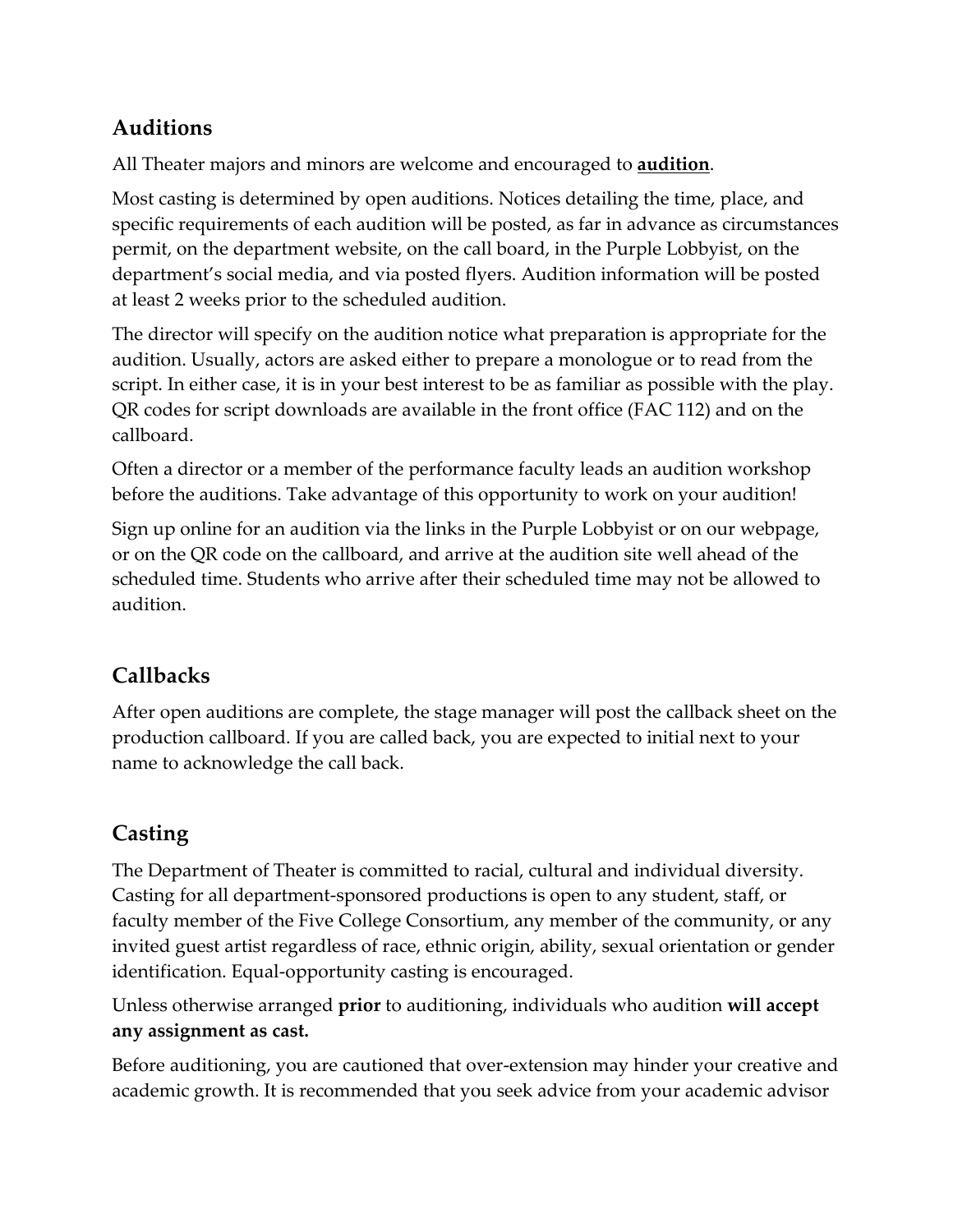## Auditions

All Theater majors and minors are welcome and encouraged to **audition**.

Most casting is determined by open auditions. Notices detailing the time, place, and specific requirements of each audition will be posted, as far in advance as circumstances permit, on the department website, on the call board, in the Purple Lobbyist, on the department's social media, and via posted flyers. Audition information will be posted at least 2 weeks prior to the scheduled audition.

The director will specify on the audition notice what preparation is appropriate for the audition. Usually, actors are asked either to prepare a monologue or to read from the script. In either case, it is in your best interest to be as familiar as possible with the play. QR codes for script downloads are available in the front office (FAC 112) and on the callboard.

Often a director or a member of the performance faculty leads an audition workshop before the auditions. Take advantage of this opportunity to work on your audition!

Sign up online for an audition via the links in the Purple Lobbyist or on our webpage, or on the QR code on the callboard, and arrive at the audition site well ahead of the scheduled time. Students who arrive after their scheduled time may not be allowed to audition.

## Callbacks

After open auditions are complete, the stage manager will post the callback sheet on the production callboard. If you are called back, you are expected to initial next to your name to acknowledge the call back.

## Casting

The Department of Theater is committed to racial, cultural and individual diversity. Casting for all department-sponsored productions is open to any student, staff, or faculty member of the Five College Consortium, any member of the community, or any invited guest artist regardless of race, ethnic origin, ability, sexual orientation or gender identification. Equal-opportunity casting is encouraged.

Unless otherwise arranged **prior** to auditioning, individuals who audition **will accept any assignment as cast.**

Before auditioning, you are cautioned that over-extension may hinder your creative and academic growth. It is recommended that you seek advice from your academic advisor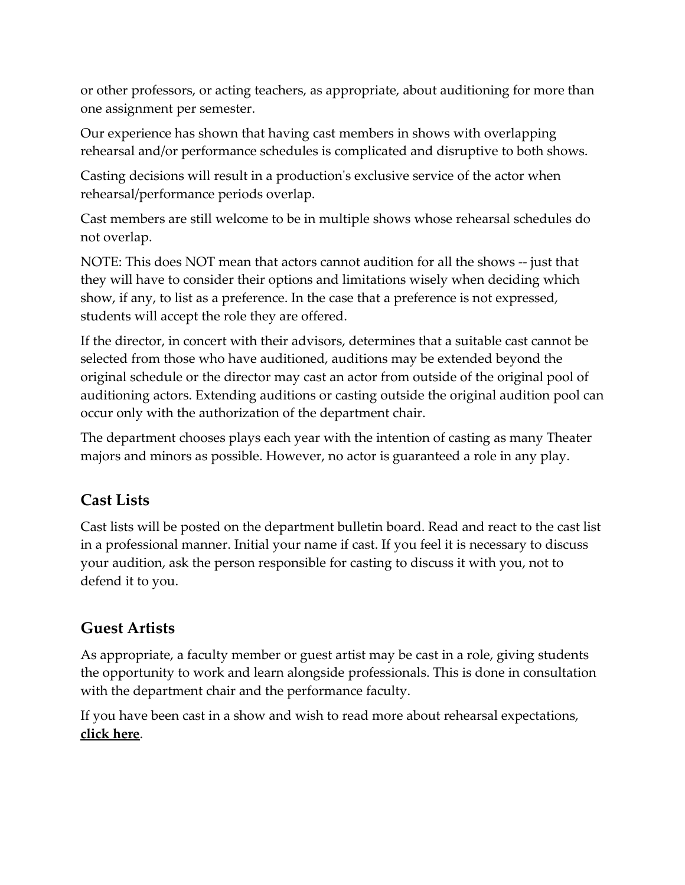or other professors, or acting teachers, as appropriate, about auditioning for more than one assignment per semester.

Our experience has shown that having cast members in shows with overlapping rehearsal and/or performance schedules is complicated and disruptive to both shows.

Casting decisions will result in a production's exclusive service of the actor when rehearsal/performance periods overlap.

Cast members are still welcome to be in multiple shows whose rehearsal schedules do not overlap.

NOTE: This does NOT mean that actors cannot audition for all the shows -- just that they will have to consider their options and limitations wisely when deciding which show, if any, to list as a preference. In the case that a preference is not expressed, students will accept the role they are offered.

If the director, in concert with their advisors, determines that a suitable cast cannot be selected from those who have auditioned, auditions may be extended beyond the original schedule or the director may cast an actor from outside of the original pool of auditioning actors. Extending auditions or casting outside the original audition pool can occur only with the authorization of the department chair.

The department chooses plays each year with the intention of casting as many Theater majors and minors as possible. However, no actor is guaranteed a role in any play.

## Cast Lists

Cast lists will be posted on the department bulletin board. Read and react to the cast list in a professional manner. Initial your name if cast. If you feel it is necessary to discuss your audition, ask the person responsible for casting to discuss it with you, not to defend it to you.

## Guest Artists

As appropriate, a faculty member or guest artist may be cast in a role, giving students the opportunity to work and learn alongside professionals. This is done in consultation with the department chair and the performance faculty.

If you have been cast in a show and wish to read more about rehearsal expectations, **click here**.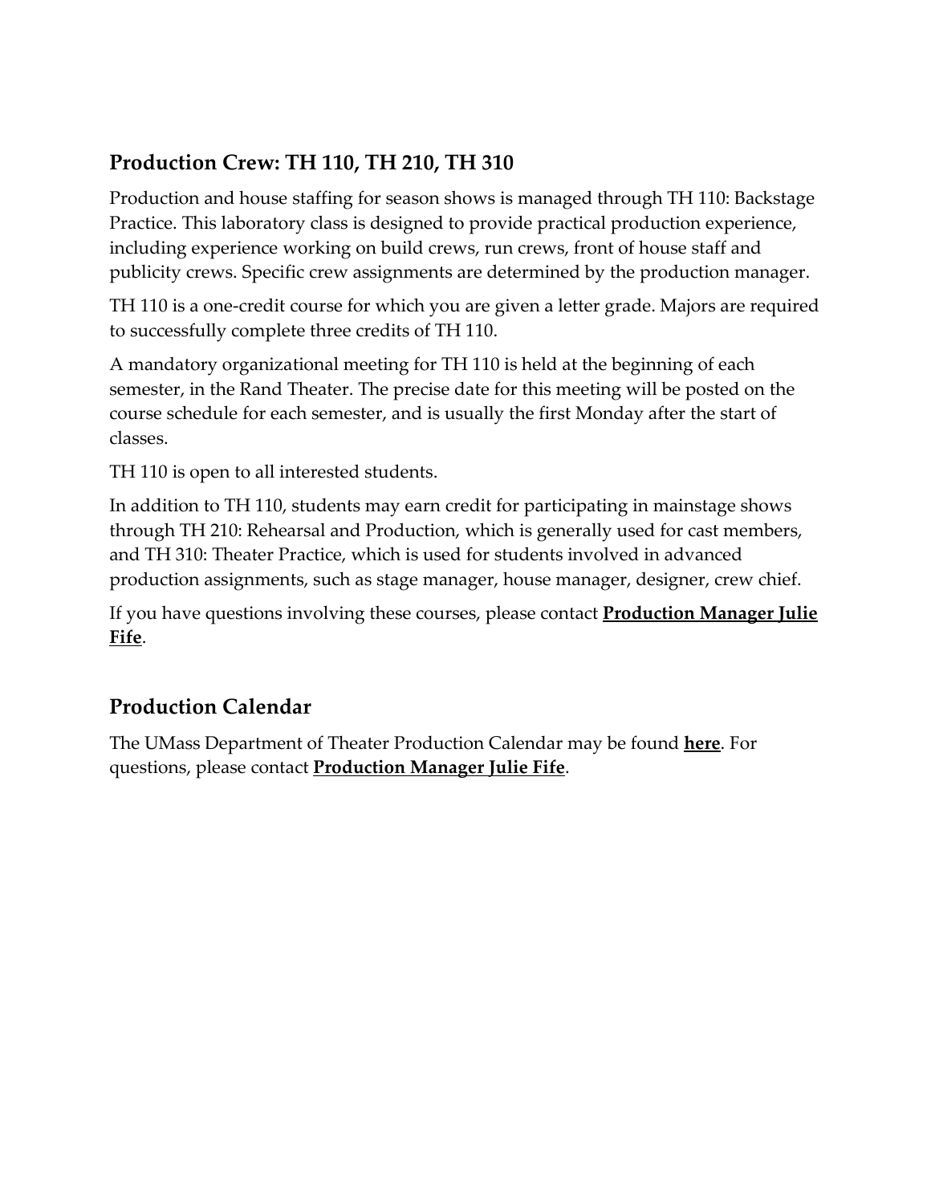## Production Crew: TH 110, TH 210, TH 310

Production and house staffing for season shows is managed through TH 110: Backstage Practice. This laboratory class is designed to provide practical production experience, including experience working on build crews, run crews, front of house staff and publicity crews. Specific crew assignments are determined by the production manager.

TH 110 is a one-credit course for which you are given a letter grade. Majors are required to successfully complete three credits of TH 110.

A mandatory organizational meeting for TH 110 is held at the beginning of each semester, in the Rand Theater. The precise date for this meeting will be posted on the course schedule for each semester, and is usually the first Monday after the start of classes.

TH 110 is open to all interested students.

In addition to TH 110, students may earn credit for participating in mainstage shows through TH 210: Rehearsal and Production, which is generally used for cast members, and TH 310: Theater Practice, which is used for students involved in advanced production assignments, such as stage manager, house manager, designer, crew chief.

If you have questions involving these courses, please contact **Production Manager Julie Fife**.

## Production Calendar

The UMass Department of Theater Production Calendar may be found **here**. For questions, please contact **Production Manager Julie Fife**.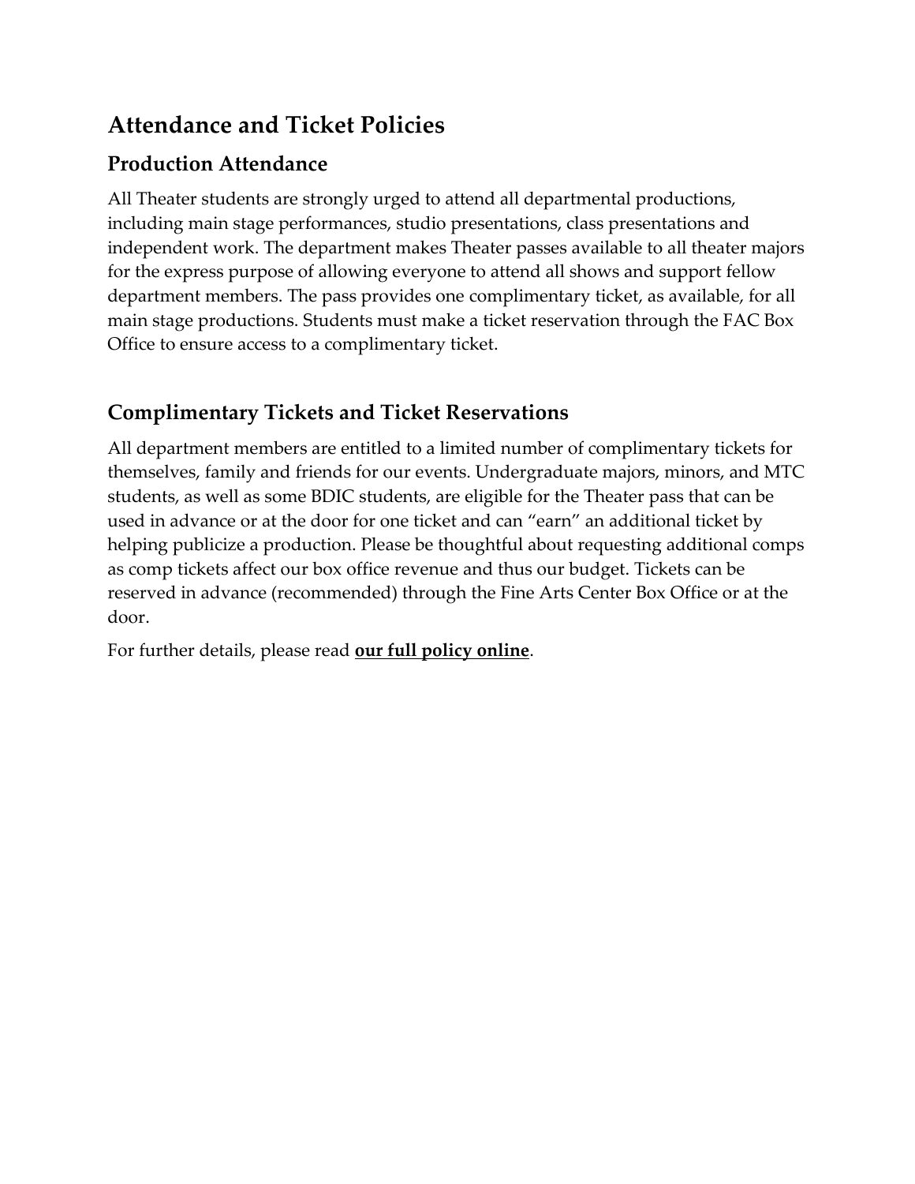## Attendance and Ticket Policies

### Production Attendance

All Theater students are strongly urged to attend all departmental productions, including main stage performances, studio presentations, class presentations and independent work. The department makes Theater passes available to all theater majors for the express purpose of allowing everyone to attend all shows and support fellow department members. The pass provides one complimentary ticket, as available, for all main stage productions. Students must make a ticket reservation through the FAC Box Office to ensure access to a complimentary ticket.

### Complimentary Tickets and Ticket Reservations

All department members are entitled to a limited number of complimentary tickets for themselves, family and friends for our events. Undergraduate majors, minors, and MTC students, as well as some BDIC students, are eligible for the Theater pass that can be used in advance or at the door for one ticket and can "earn" an additional ticket by helping publicize a production. Please be thoughtful about requesting additional comps as comp tickets affect our box office revenue and thus our budget. Tickets can be reserved in advance (recommended) through the Fine Arts Center Box Office or at the door.

For further details, please read **our full policy online**.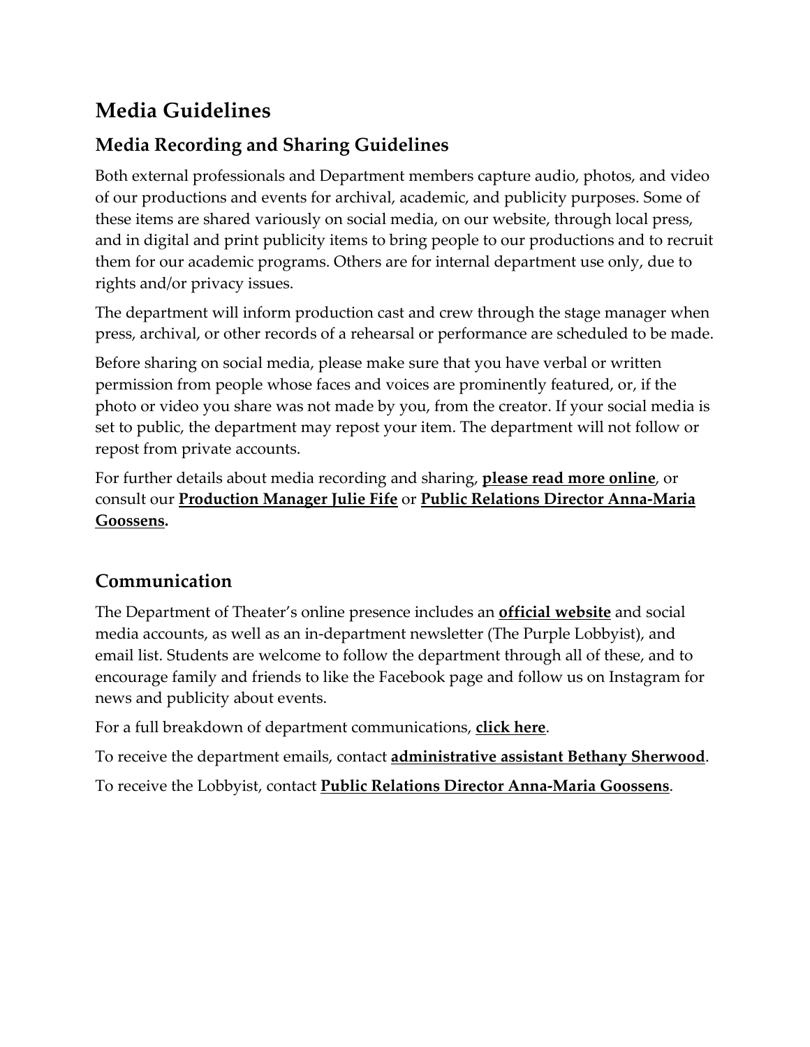# Media Guidelines

## Media Recording and Sharing Guidelines

Both external professionals and Department members capture audio, photos, and video of our productions and events for archival, academic, and publicity purposes. Some of these items are shared variously on social media, on our website, through local press, and in digital and print publicity items to bring people to our productions and to recruit them for our academic programs. Others are for internal department use only, due to rights and/or privacy issues.

The department will inform production cast and crew through the stage manager when press, archival, or other records of a rehearsal or performance are scheduled to be made.

Before sharing on social media, please make sure that you have verbal or written permission from people whose faces and voices are prominently featured, or, if the photo or video you share was not made by you, from the creator. If your social media is set to public, the department may repost your item. The department will not follow or repost from private accounts.

For further details about media recording and sharing, **please read more online**, or consult our **Production Manager Julie Fife** or **Public Relations Director Anna-Maria Goossens.**

## Communication

The Department of Theater's online presence includes an **official website** and social media accounts, as well as an in-department newsletter (The Purple Lobbyist), and email list. Students are welcome to follow the department through all of these, and to encourage family and friends to like the Facebook page and follow us on Instagram for news and publicity about events.

For a full breakdown of department communications, **click here**.

To receive the department emails, contact **administrative assistant Bethany Sherwood**.

To receive the Lobbyist, contact **Public Relations Director Anna-Maria Goossens**.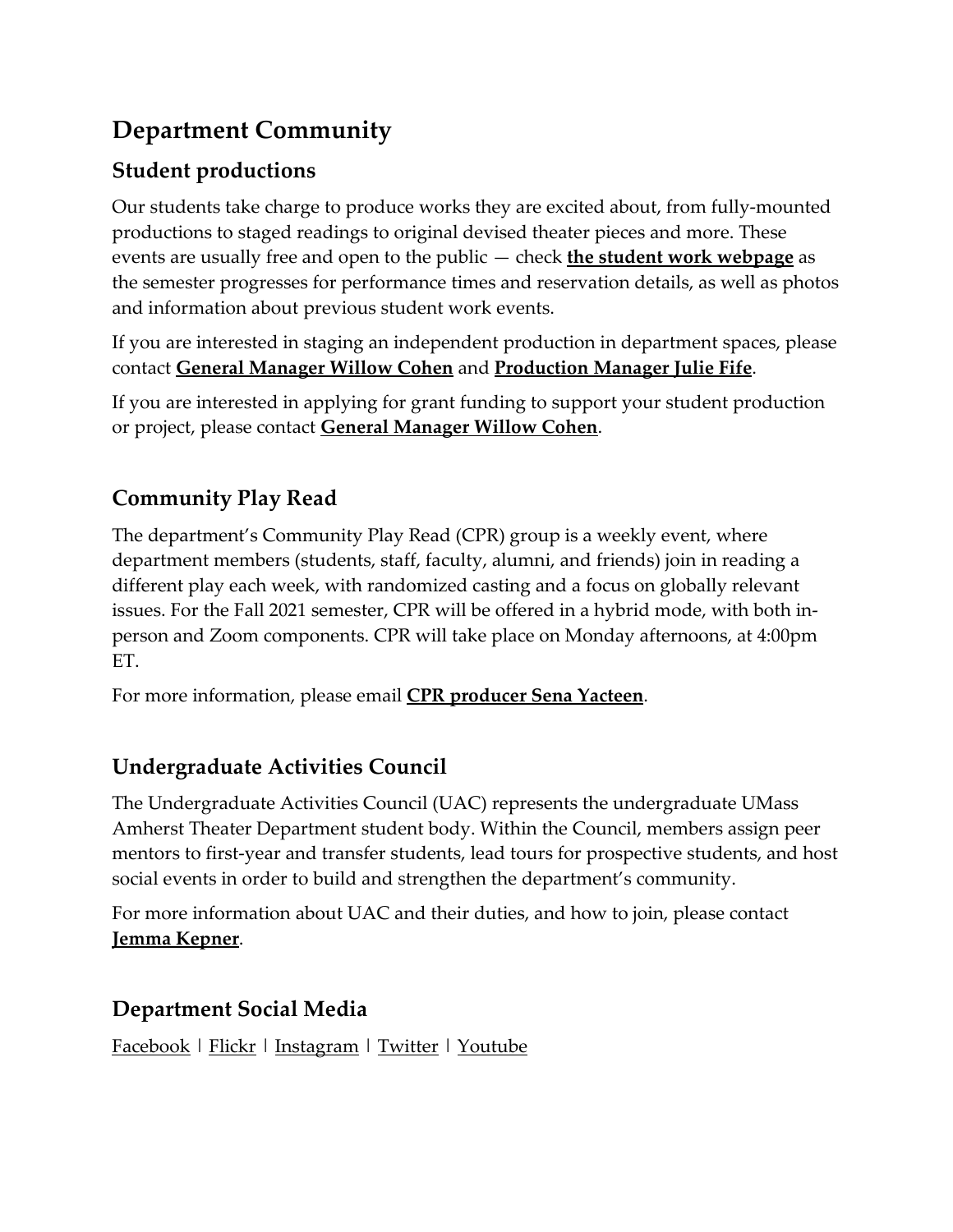# Department Community

## Student productions

Our students take charge to produce works they are excited about, from fully-mounted productions to staged readings to original devised theater pieces and more. These events are usually free and open to the public — check **the student work webpage** as the semester progresses for performance times and reservation details, as well as photos and information about previous student work events.

If you are interested in staging an independent production in department spaces, please contact **General Manager Willow Cohen** and **Production Manager Julie Fife**.

If you are interested in applying for grant funding to support your student production or project, please contact **General Manager Willow Cohen**.

## Community Play Read

The department's Community Play Read (CPR) group is a weekly event, where department members (students, staff, faculty, alumni, and friends) join in reading a different play each week, with randomized casting and a focus on globally relevant issues. For the Fall 2021 semester, CPR will be offered in a hybrid mode, with both in-person and Zoom components. CPR will take place on Monday afternoons, at 4:00pm ET.

For more information, please email **CPR producer Sena Yacteen**.

## Undergraduate Activities Council

The Undergraduate Activities Council (UAC) represents the undergraduate UMass Amherst Theater Department student body. Within the Council, members assign peer mentors to first-year and transfer students, lead tours for prospective students, and host social events in order to build and strengthen the department's community.

For more information about UAC and their duties, and how to join, please contact **Jemma Kepner**.

## Department Social Media

Facebook | Flickr | Instagram | Twitter | Youtube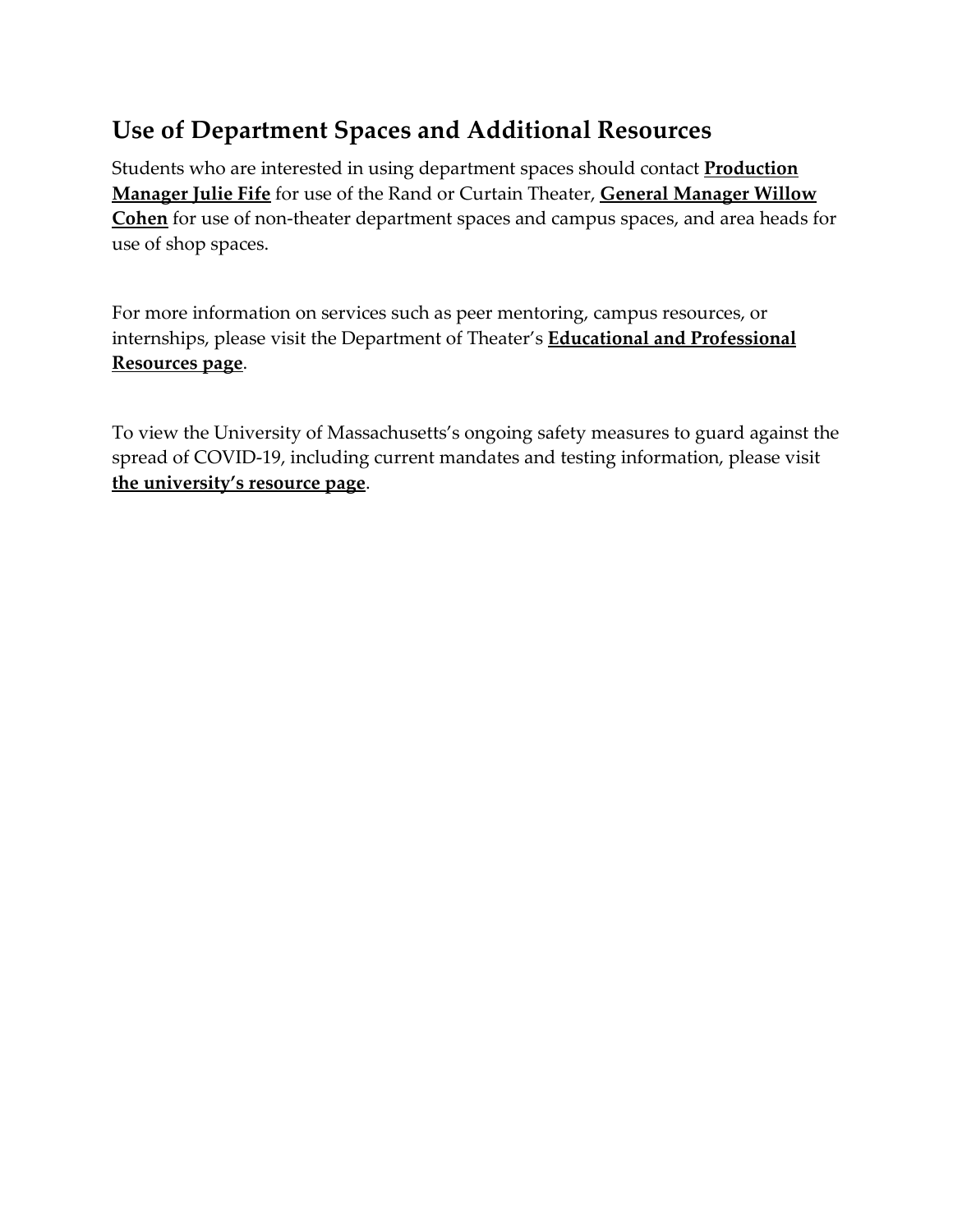## Use of Department Spaces and Additional Resources

Students who are interested in using department spaces should contact **Production Manager Julie Fife** for use of the Rand or Curtain Theater, **General Manager Willow Cohen** for use of non-theater department spaces and campus spaces, and area heads for use of shop spaces.

For more information on services such as peer mentoring, campus resources, or internships, please visit the Department of Theater's **Educational and Professional Resources page**.

To view the University of Massachusetts's ongoing safety measures to guard against the spread of COVID-19, including current mandates and testing information, please visit **the university's resource page**.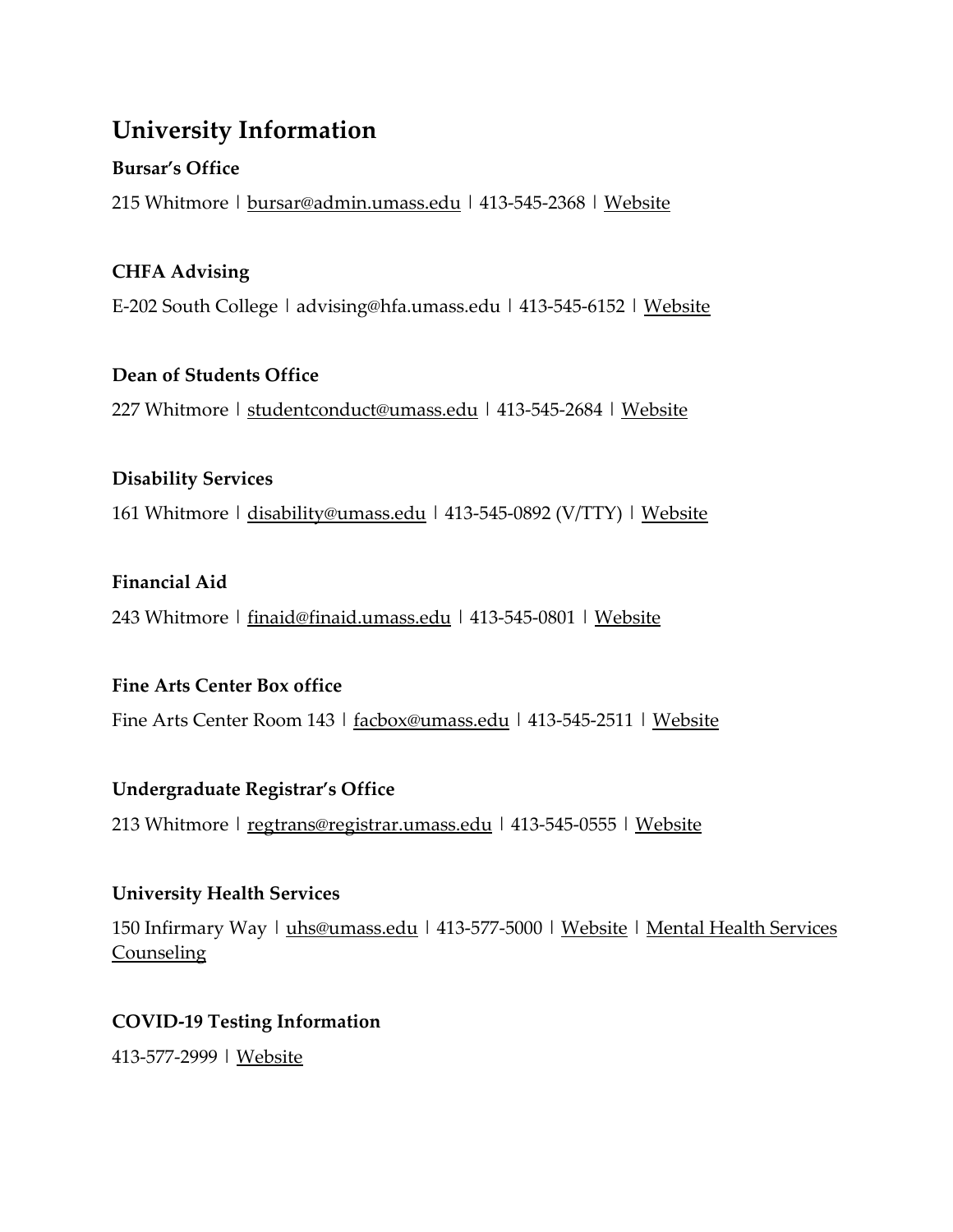## University Information

**Bursar's Office**

215 Whitmore | bursar@admin.umass.edu | 413-545-2368 | Website

**CHFA Advising**

E-202 South College | advising@hfa.umass.edu | 413-545-6152 | Website

**Dean of Students Office**

227 Whitmore | studentconduct@umass.edu | 413-545-2684 | Website

**Disability Services**

161 Whitmore | disability@umass.edu | 413-545-0892 (V/TTY) | Website

**Financial Aid**

243 Whitmore | finaid@finaid.umass.edu | 413-545-0801 | Website

**Fine Arts Center Box office**

Fine Arts Center Room 143 | facbox@umass.edu | 413-545-2511 | Website

**Undergraduate Registrar's Office**

213 Whitmore | regtrans@registrar.umass.edu | 413-545-0555 | Website

**University Health Services**

150 Infirmary Way | uhs@umass.edu | 413-577-5000 | Website | Mental Health Services Counseling

**COVID-19 Testing Information**

413-577-2999 | Website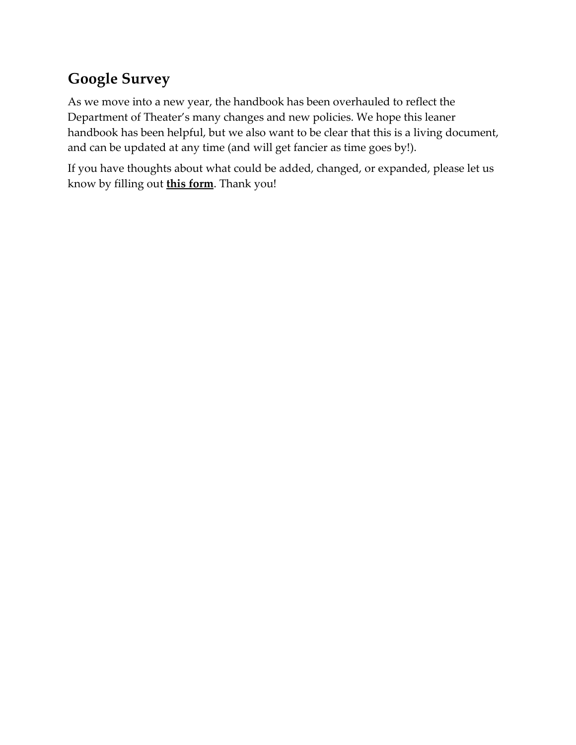## Google Survey

As we move into a new year, the handbook has been overhauled to reflect the Department of Theater's many changes and new policies. We hope this leaner handbook has been helpful, but we also want to be clear that this is a living document, and can be updated at any time (and will get fancier as time goes by!).

If you have thoughts about what could be added, changed, or expanded, please let us know by filling out **this form**. Thank you!